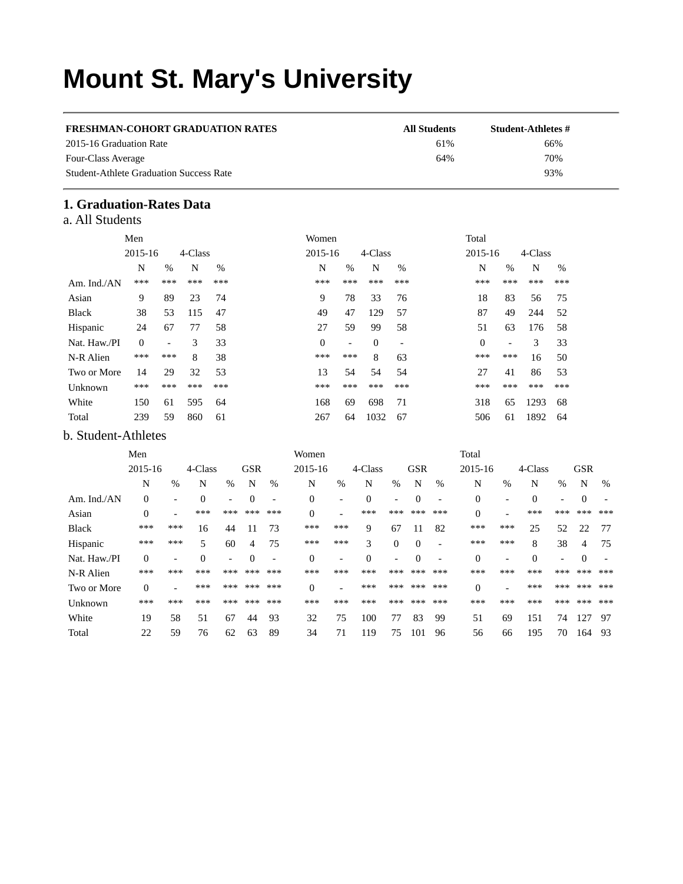# Mount St. Mary's University

| FRESHMAN-COHORT GRADUATION RATES | All Students | Student-Athletes # |
|---|---|---|
| 2015-16 Graduation Rate | 61% | 66% |
| Four-Class Average | 64% | 70% |
| Student-Athlete Graduation Success Rate | | 93% |

## 1. Graduation-Rates Data

### a. All Students

| | Men | | | | Women | | | | Total | | | |
|---|---|---|---|---|---|---|---|---|---|---|---|---|
| | 2015-16 | | 4-Class | | 2015-16 | | 4-Class | | 2015-16 | | 4-Class | |
| | N | % | N | % | N | % | N | % | N | % | N | % |
| Am. Ind./AN | *** | *** | *** | *** | *** | *** | *** | *** | *** | *** | *** | *** |
| Asian | 9 | 89 | 23 | 74 | 9 | 78 | 33 | 76 | 18 | 83 | 56 | 75 |
| Black | 38 | 53 | 115 | 47 | 49 | 47 | 129 | 57 | 87 | 49 | 244 | 52 |
| Hispanic | 24 | 67 | 77 | 58 | 27 | 59 | 99 | 58 | 51 | 63 | 176 | 58 |
| Nat. Haw./PI | 0 | - | 3 | 33 | 0 | - | 0 | - | 0 | - | 3 | 33 |
| N-R Alien | *** | *** | 8 | 38 | *** | *** | 8 | 63 | *** | *** | 16 | 50 |
| Two or More | 14 | 29 | 32 | 53 | 13 | 54 | 54 | 54 | 27 | 41 | 86 | 53 |
| Unknown | *** | *** | *** | *** | *** | *** | *** | *** | *** | *** | *** | *** |
| White | 150 | 61 | 595 | 64 | 168 | 69 | 698 | 71 | 318 | 65 | 1293 | 68 |
| Total | 239 | 59 | 860 | 61 | 267 | 64 | 1032 | 67 | 506 | 61 | 1892 | 64 |

### b. Student-Athletes

| | Men | | | | | | Women | | | | | | Total | | | | | |
|---|---|---|---|---|---|---|---|---|---|---|---|---|---|---|---|---|---|---|
| | 2015-16 | | 4-Class | | GSR | | 2015-16 | | 4-Class | | GSR | | 2015-16 | | 4-Class | | GSR | |
| | N | % | N | % | N | % | N | % | N | % | N | % | N | % | N | % | N | % |
| Am. Ind./AN | 0 | - | 0 | - | 0 | - | 0 | - | 0 | - | 0 | - | 0 | - | 0 | - | 0 | - |
| Asian | 0 | - | *** | *** | *** | *** | 0 | - | *** | *** | *** | *** | 0 | - | *** | *** | *** | *** |
| Black | *** | *** | 16 | 44 | 11 | 73 | *** | *** | 9 | 67 | 11 | 82 | *** | *** | 25 | 52 | 22 | 77 |
| Hispanic | *** | *** | 5 | 60 | 4 | 75 | *** | *** | 3 | 0 | 0 | - | *** | *** | 8 | 38 | 4 | 75 |
| Nat. Haw./PI | 0 | - | 0 | - | 0 | - | 0 | - | 0 | - | 0 | - | 0 | - | 0 | - | 0 | - |
| N-R Alien | *** | *** | *** | *** | *** | *** | *** | *** | *** | *** | *** | *** | *** | *** | *** | *** | *** | *** |
| Two or More | 0 | - | *** | *** | *** | *** | 0 | - | *** | *** | *** | *** | 0 | - | *** | *** | *** | *** |
| Unknown | *** | *** | *** | *** | *** | *** | *** | *** | *** | *** | *** | *** | *** | *** | *** | *** | *** | *** |
| White | 19 | 58 | 51 | 67 | 44 | 93 | 32 | 75 | 100 | 77 | 83 | 99 | 51 | 69 | 151 | 74 | 127 | 97 |
| Total | 22 | 59 | 76 | 62 | 63 | 89 | 34 | 71 | 119 | 75 | 101 | 96 | 56 | 66 | 195 | 70 | 164 | 93 |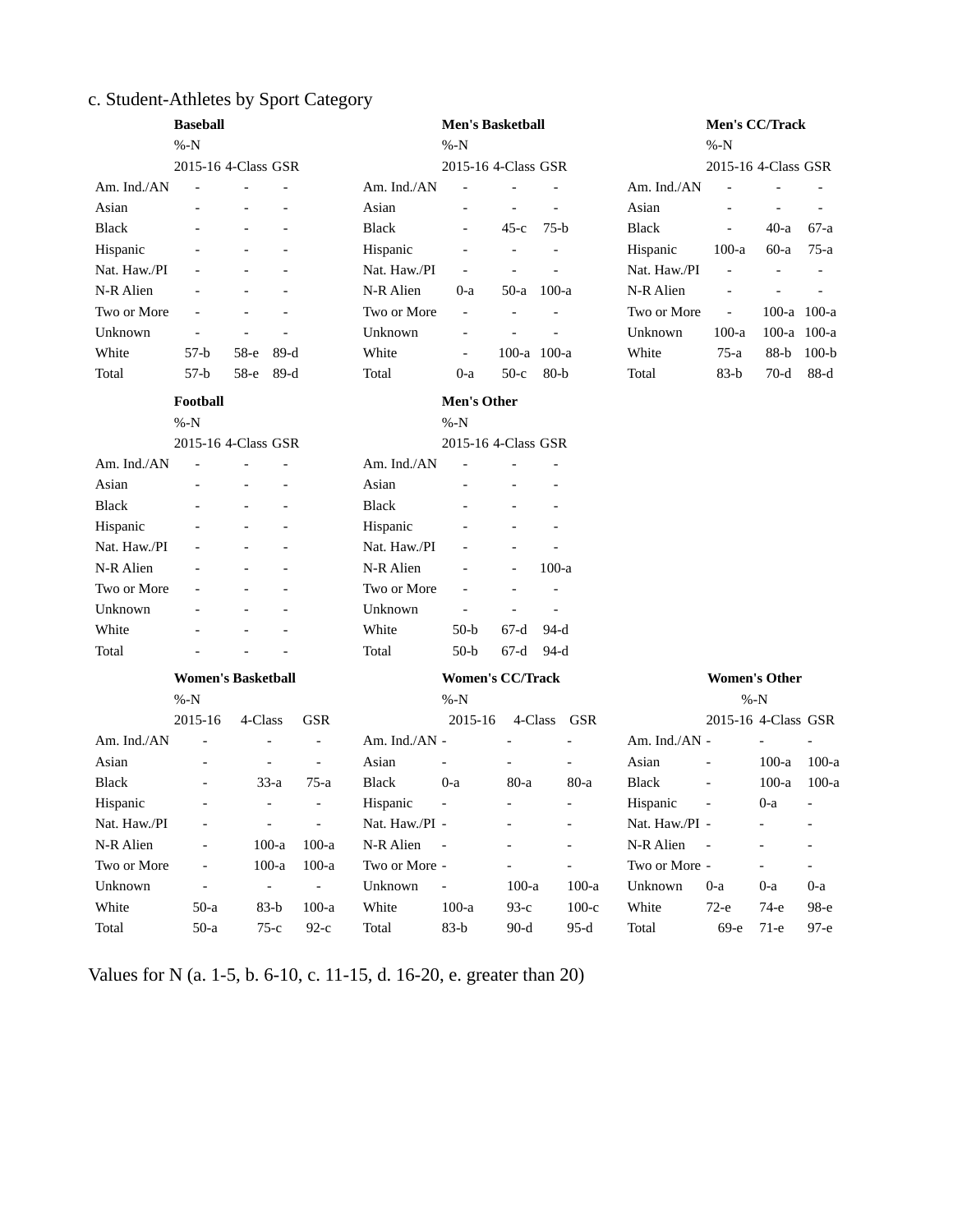## c. Student-Athletes by Sport Category

**Baseball**

| | %-N | | |
|---|---|---|---|
| | 2015-16 | 4-Class | GSR |
| Am. Ind./AN | - | - | - |
| Asian | - | - | - |
| Black | - | - | - |
| Hispanic | - | - | - |
| Nat. Haw./PI | - | - | - |
| N-R Alien | - | - | - |
| Two or More | - | - | - |
| Unknown | - | - | - |
| White | 57-b | 58-e | 89-d |
| Total | 57-b | 58-e | 89-d |

**Men's Basketball**

| | %-N | | |
|---|---|---|---|
| | 2015-16 | 4-Class | GSR |
| Am. Ind./AN | - | - | - |
| Asian | - | - | - |
| Black | - | 45-c | 75-b |
| Hispanic | - | - | - |
| Nat. Haw./PI | - | - | - |
| N-R Alien | 0-a | 50-a | 100-a |
| Two or More | - | - | - |
| Unknown | - | - | - |
| White | - | 100-a | 100-a |
| Total | 0-a | 50-c | 80-b |

**Men's CC/Track**

| | %-N | | |
|---|---|---|---|
| | 2015-16 | 4-Class | GSR |
| Am. Ind./AN | - | - | - |
| Asian | - | - | - |
| Black | - | 40-a | 67-a |
| Hispanic | 100-a | 60-a | 75-a |
| Nat. Haw./PI | - | - | - |
| N-R Alien | - | - | - |
| Two or More | - | 100-a | 100-a |
| Unknown | 100-a | 100-a | 100-a |
| White | 75-a | 88-b | 100-b |
| Total | 83-b | 70-d | 88-d |

**Football**

| | %-N | | |
|---|---|---|---|
| | 2015-16 | 4-Class | GSR |
| Am. Ind./AN | - | - | - |
| Asian | - | - | - |
| Black | - | - | - |
| Hispanic | - | - | - |
| Nat. Haw./PI | - | - | - |
| N-R Alien | - | - | - |
| Two or More | - | - | - |
| Unknown | - | - | - |
| White | - | - | - |
| Total | - | - | - |

**Men's Other**

| | %-N | | |
|---|---|---|---|
| | 2015-16 | 4-Class | GSR |
| Am. Ind./AN | - | - | - |
| Asian | - | - | - |
| Black | - | - | - |
| Hispanic | - | - | - |
| Nat. Haw./PI | - | - | - |
| N-R Alien | - | - | 100-a |
| Two or More | - | - | - |
| Unknown | - | - | - |
| White | 50-b | 67-d | 94-d |
| Total | 50-b | 67-d | 94-d |

**Women's Basketball**

| | %-N | | |
|---|---|---|---|
| | 2015-16 | 4-Class | GSR |
| Am. Ind./AN | - | - | - |
| Asian | - | - | - |
| Black | - | 33-a | 75-a |
| Hispanic | - | - | - |
| Nat. Haw./PI | - | - | - |
| N-R Alien | - | 100-a | 100-a |
| Two or More | - | 100-a | 100-a |
| Unknown | - | - | - |
| White | 50-a | 83-b | 100-a |
| Total | 50-a | 75-c | 92-c |

**Women's CC/Track**

| | %-N | | |
|---|---|---|---|
| | 2015-16 | 4-Class | GSR |
| Am. Ind./AN | - | - | - |
| Asian | - | - | - |
| Black | 0-a | 80-a | 80-a |
| Hispanic | - | - | - |
| Nat. Haw./PI | - | - | - |
| N-R Alien | - | - | - |
| Two or More | - | - | - |
| Unknown | - | 100-a | 100-a |
| White | 100-a | 93-c | 100-c |
| Total | 83-b | 90-d | 95-d |

**Women's Other**

| | %-N | | |
|---|---|---|---|
| | 2015-16 | 4-Class | GSR |
| Am. Ind./AN | - | - | - |
| Asian | - | 100-a | 100-a |
| Black | - | 100-a | 100-a |
| Hispanic | - | 0-a | - |
| Nat. Haw./PI | - | - | - |
| N-R Alien | - | - | - |
| Two or More | - | - | - |
| Unknown | 0-a | 0-a | 0-a |
| White | 72-e | 74-e | 98-e |
| Total | 69-e | 71-e | 97-e |

Values for N (a. 1-5, b. 6-10, c. 11-15, d. 16-20, e. greater than 20)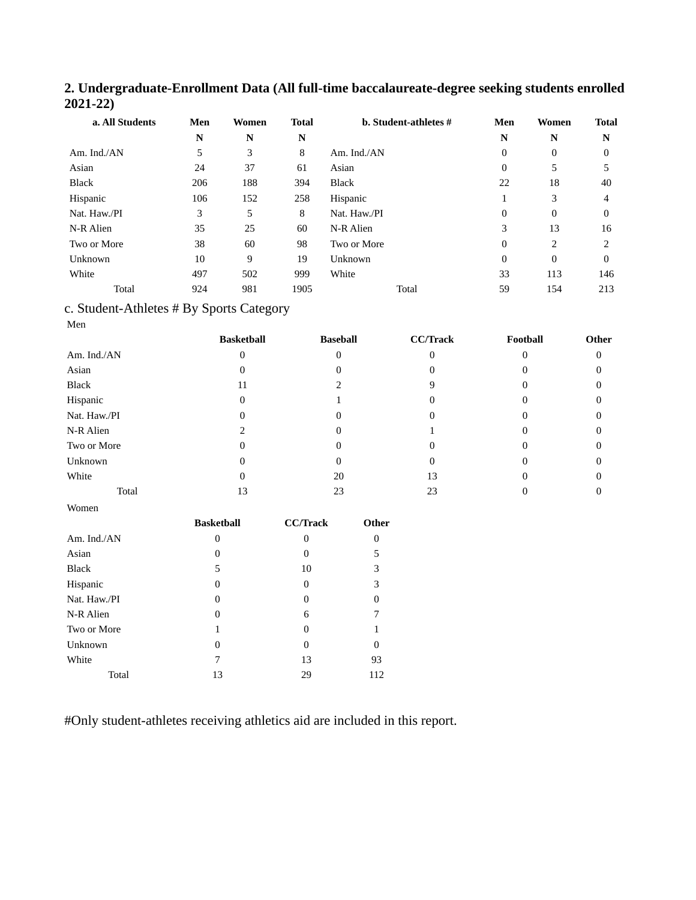## 2. Undergraduate-Enrollment Data (All full-time baccalaureate-degree seeking students enrolled 2021-22)

| a. All Students | Men | Women | Total |
|---|---|---|---|
| | N | N | N |
| Am. Ind./AN | 5 | 3 | 8 |
| Asian | 24 | 37 | 61 |
| Black | 206 | 188 | 394 |
| Hispanic | 106 | 152 | 258 |
| Nat. Haw./PI | 3 | 5 | 8 |
| N-R Alien | 35 | 25 | 60 |
| Two or More | 38 | 60 | 98 |
| Unknown | 10 | 9 | 19 |
| White | 497 | 502 | 999 |
| Total | 924 | 981 | 1905 |

| b. Student-athletes # | Men | Women | Total |
|---|---|---|---|
| | N | N | N |
| Am. Ind./AN | 0 | 0 | 0 |
| Asian | 0 | 5 | 5 |
| Black | 22 | 18 | 40 |
| Hispanic | 1 | 3 | 4 |
| Nat. Haw./PI | 0 | 0 | 0 |
| N-R Alien | 3 | 13 | 16 |
| Two or More | 0 | 2 | 2 |
| Unknown | 0 | 0 | 0 |
| White | 33 | 113 | 146 |
| Total | 59 | 154 | 213 |

c. Student-Athletes # By Sports Category

Men

| | Basketball | Baseball | CC/Track | Football | Other |
|---|---|---|---|---|---|
| Am. Ind./AN | 0 | 0 | 0 | 0 | 0 |
| Asian | 0 | 0 | 0 | 0 | 0 |
| Black | 11 | 2 | 9 | 0 | 0 |
| Hispanic | 0 | 1 | 0 | 0 | 0 |
| Nat. Haw./PI | 0 | 0 | 0 | 0 | 0 |
| N-R Alien | 2 | 0 | 1 | 0 | 0 |
| Two or More | 0 | 0 | 0 | 0 | 0 |
| Unknown | 0 | 0 | 0 | 0 | 0 |
| White | 0 | 20 | 13 | 0 | 0 |
| Total | 13 | 23 | 23 | 0 | 0 |

Women

| | Basketball | CC/Track | Other |
|---|---|---|---|
| Am. Ind./AN | 0 | 0 | 0 |
| Asian | 0 | 0 | 5 |
| Black | 5 | 10 | 3 |
| Hispanic | 0 | 0 | 3 |
| Nat. Haw./PI | 0 | 0 | 0 |
| N-R Alien | 0 | 6 | 7 |
| Two or More | 1 | 0 | 1 |
| Unknown | 0 | 0 | 0 |
| White | 7 | 13 | 93 |
| Total | 13 | 29 | 112 |

#Only student-athletes receiving athletics aid are included in this report.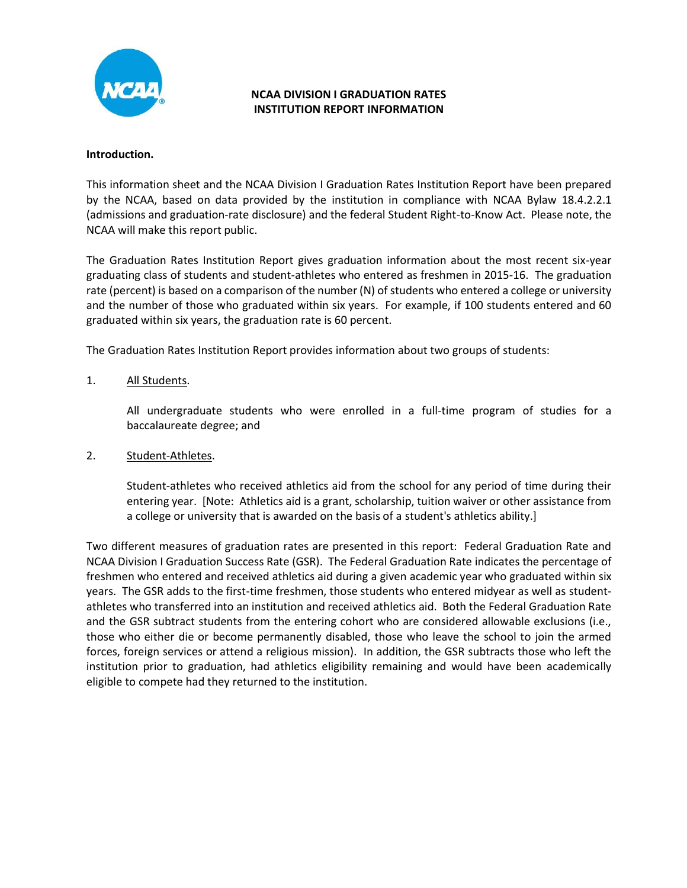# NCAA DIVISION I GRADUATION RATES INSTITUTION REPORT INFORMATION

**Introduction.**

This information sheet and the NCAA Division I Graduation Rates Institution Report have been prepared by the NCAA, based on data provided by the institution in compliance with NCAA Bylaw 18.4.2.2.1 (admissions and graduation-rate disclosure) and the federal Student Right-to-Know Act. Please note, the NCAA will make this report public.

The Graduation Rates Institution Report gives graduation information about the most recent six-year graduating class of students and student-athletes who entered as freshmen in 2015-16. The graduation rate (percent) is based on a comparison of the number (N) of students who entered a college or university and the number of those who graduated within six years. For example, if 100 students entered and 60 graduated within six years, the graduation rate is 60 percent.

The Graduation Rates Institution Report provides information about two groups of students:

1. <u>All Students</u>.

   All undergraduate students who were enrolled in a full-time program of studies for a baccalaureate degree; and

2. <u>Student-Athletes</u>.

   Student-athletes who received athletics aid from the school for any period of time during their entering year. [Note: Athletics aid is a grant, scholarship, tuition waiver or other assistance from a college or university that is awarded on the basis of a student's athletics ability.]

Two different measures of graduation rates are presented in this report: Federal Graduation Rate and NCAA Division I Graduation Success Rate (GSR). The Federal Graduation Rate indicates the percentage of freshmen who entered and received athletics aid during a given academic year who graduated within six years. The GSR adds to the first-time freshmen, those students who entered midyear as well as student-athletes who transferred into an institution and received athletics aid. Both the Federal Graduation Rate and the GSR subtract students from the entering cohort who are considered allowable exclusions (i.e., those who either die or become permanently disabled, those who leave the school to join the armed forces, foreign services or attend a religious mission). In addition, the GSR subtracts those who left the institution prior to graduation, had athletics eligibility remaining and would have been academically eligible to compete had they returned to the institution.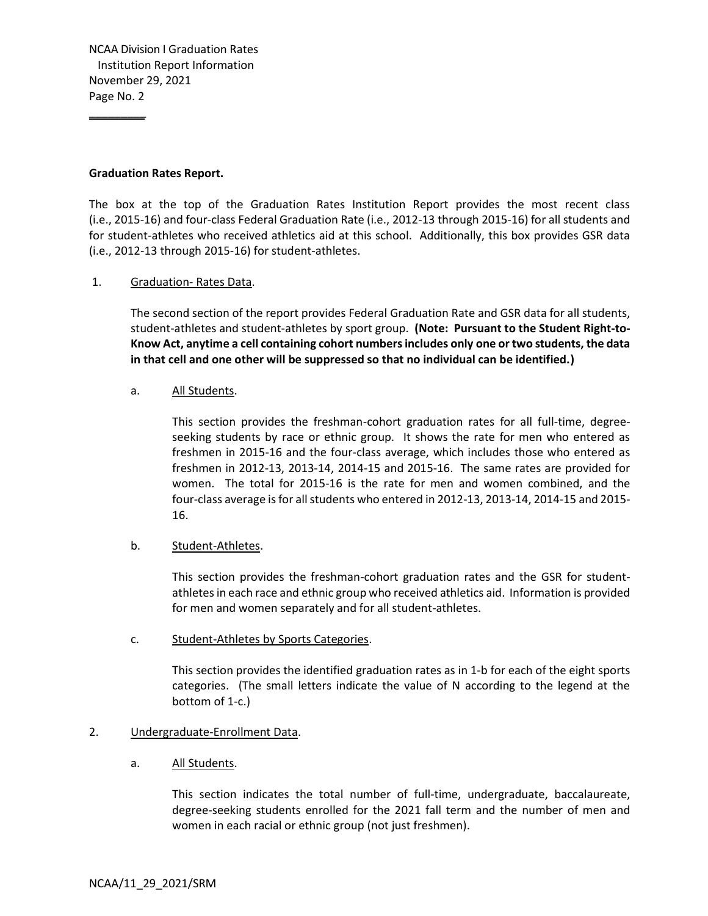**Graduation Rates Report.**

The box at the top of the Graduation Rates Institution Report provides the most recent class (i.e., 2015-16) and four-class Federal Graduation Rate (i.e., 2012-13 through 2015-16) for all students and for student-athletes who received athletics aid at this school. Additionally, this box provides GSR data (i.e., 2012-13 through 2015-16) for student-athletes.

1. Graduation- Rates Data.

   The second section of the report provides Federal Graduation Rate and GSR data for all students, student-athletes and student-athletes by sport group. **(Note: Pursuant to the Student Right-to-Know Act, anytime a cell containing cohort numbers includes only one or two students, the data in that cell and one other will be suppressed so that no individual can be identified.)**

   a. All Students.

      This section provides the freshman-cohort graduation rates for all full-time, degree-seeking students by race or ethnic group. It shows the rate for men who entered as freshmen in 2015-16 and the four-class average, which includes those who entered as freshmen in 2012-13, 2013-14, 2014-15 and 2015-16. The same rates are provided for women. The total for 2015-16 is the rate for men and women combined, and the four-class average is for all students who entered in 2012-13, 2013-14, 2014-15 and 2015-16.

   b. Student-Athletes.

      This section provides the freshman-cohort graduation rates and the GSR for student-athletes in each race and ethnic group who received athletics aid. Information is provided for men and women separately and for all student-athletes.

   c. Student-Athletes by Sports Categories.

      This section provides the identified graduation rates as in 1-b for each of the eight sports categories. (The small letters indicate the value of N according to the legend at the bottom of 1-c.)

2. Undergraduate-Enrollment Data.

   a. All Students.

      This section indicates the total number of full-time, undergraduate, baccalaureate, degree-seeking students enrolled for the 2021 fall term and the number of men and women in each racial or ethnic group (not just freshmen).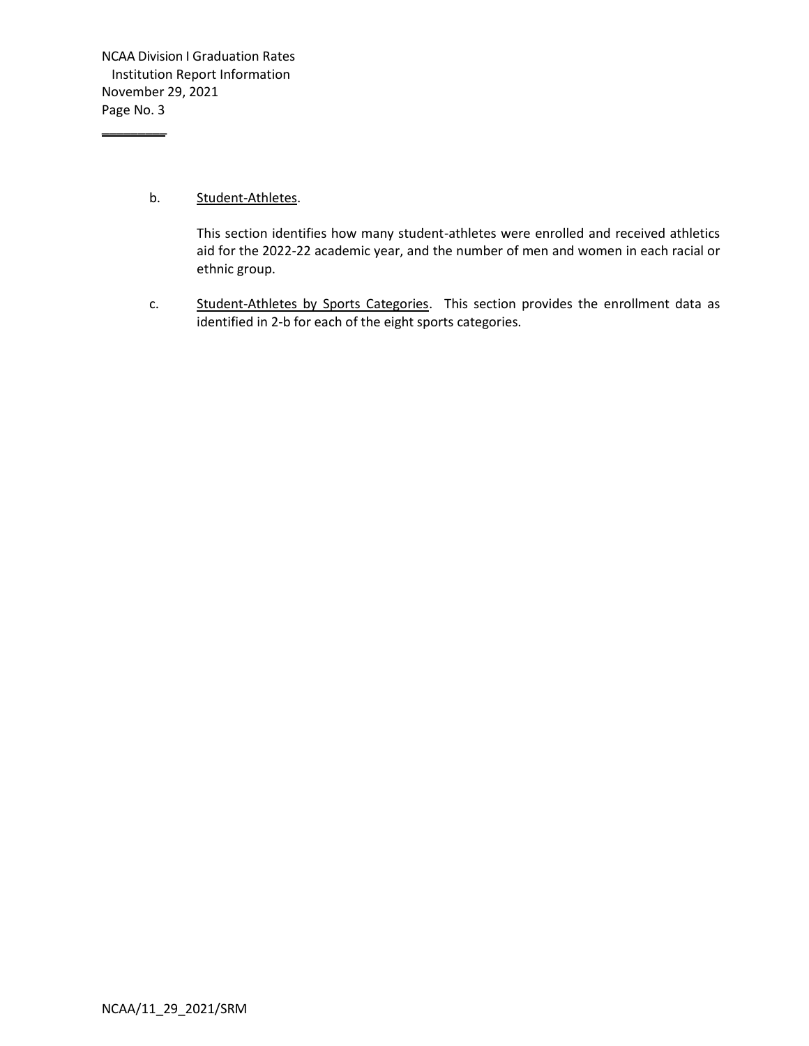b. Student-Athletes.

This section identifies how many student-athletes were enrolled and received athletics aid for the 2022-22 academic year, and the number of men and women in each racial or ethnic group.

c. Student-Athletes by Sports Categories. This section provides the enrollment data as identified in 2-b for each of the eight sports categories.